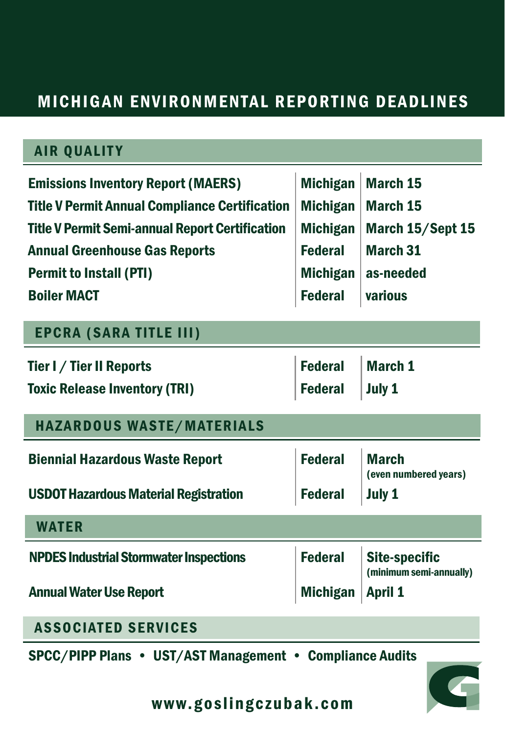# MICHIGAN ENVIRONMENTAL REPORTING DEADLINES

## AIR QUALITY

| | | |
|---|---|---|
| Emissions Inventory Report (MAERS) | Michigan | March 15 |
| Title V Permit Annual Compliance Certification | Michigan | March 15 |
| Title V Permit Semi-annual Report Certification | Michigan | March 15/Sept 15 |
| Annual Greenhouse Gas Reports | Federal | March 31 |
| Permit to Install (PTI) | Michigan | as-needed |
| Boiler MACT | Federal | various |

## EPCRA (SARA TITLE III)

| | | |
|---|---|---|
| Tier I / Tier II Reports | Federal | March 1 |
| Toxic Release Inventory (TRI) | Federal | July 1 |

## HAZARDOUS WASTE/MATERIALS

| | | |
|---|---|---|
| Biennial Hazardous Waste Report | Federal | March (even numbered years) |
| USDOT Hazardous Material Registration | Federal | July 1 |

## WATER

| | | |
|---|---|---|
| NPDES Industrial Stormwater Inspections | Federal | Site-specific (minimum semi-annually) |
| Annual Water Use Report | Michigan | April 1 |

## ASSOCIATED SERVICES

SPCC/PIPP Plans • UST/AST Management • Compliance Audits

www.goslingczubak.com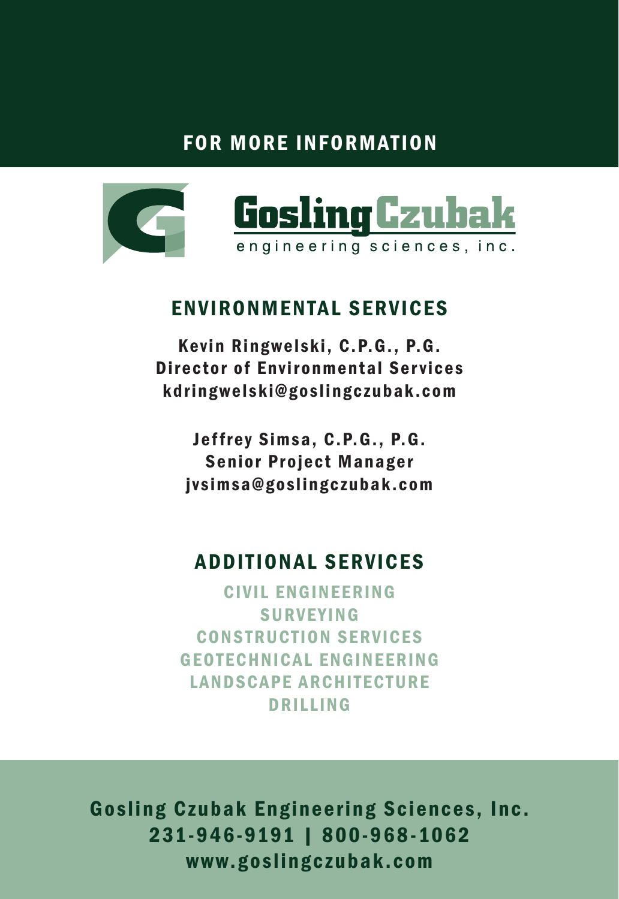## FOR MORE INFORMATION

Gosling Czubak
engineering sciences, inc.

## ENVIRONMENTAL SERVICES

**Kevin Ringwelski, C.P.G., P.G.**
**Director of Environmental Services**
**kdringwelski@goslingczubak.com**

**Jeffrey Simsa, C.P.G., P.G.**
**Senior Project Manager**
**jvsimsa@goslingczubak.com**

## ADDITIONAL SERVICES

CIVIL ENGINEERING
SURVEYING
CONSTRUCTION SERVICES
GEOTECHNICAL ENGINEERING
LANDSCAPE ARCHITECTURE
DRILLING

**Gosling Czubak Engineering Sciences, Inc.**
**231-946-9191 | 800-968-1062**
**www.goslingczubak.com**